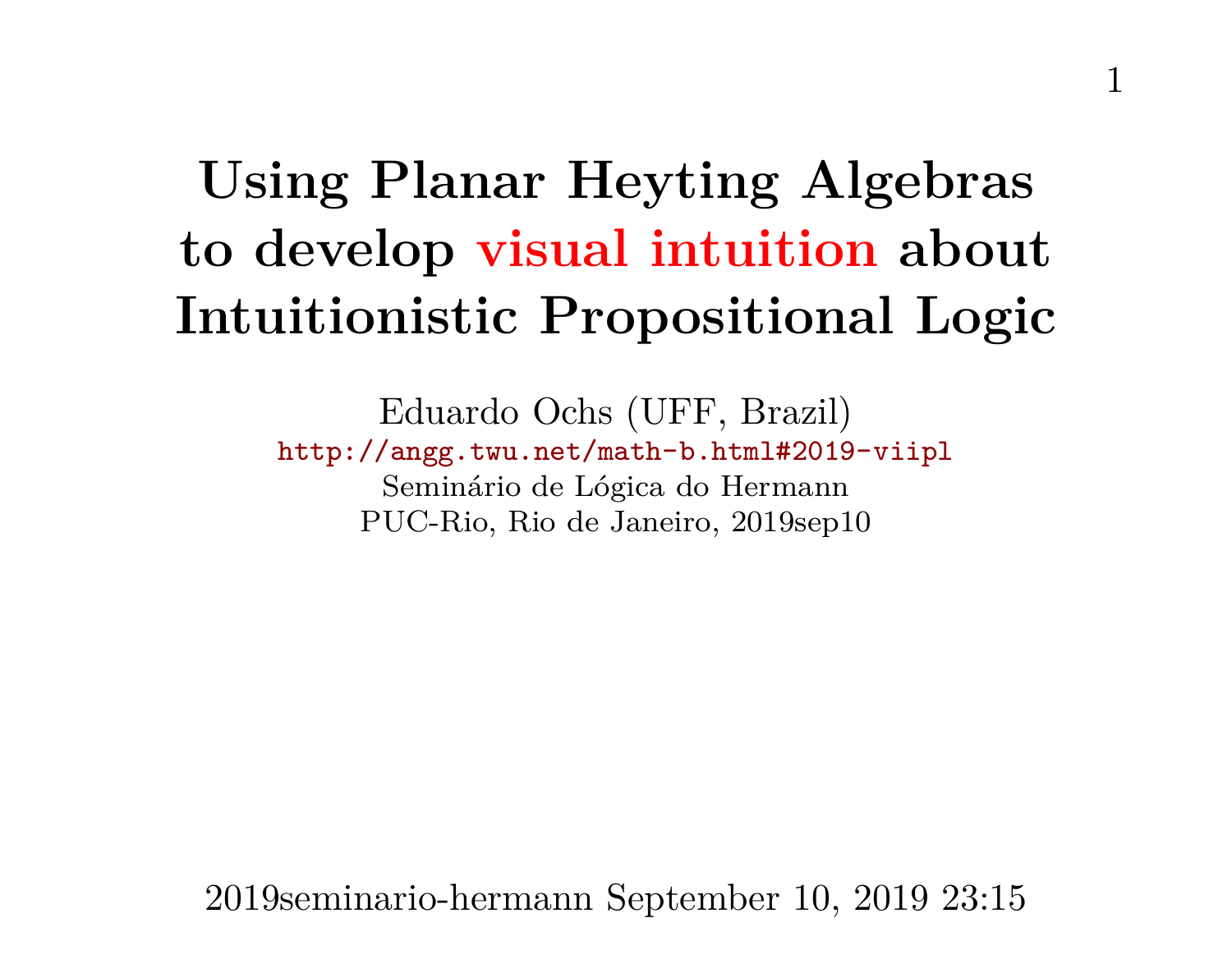# Using Planar Heyting Algebras to develop visual intuition about Intuitionistic Propositional Logic

Eduardo Ochs (UFF, Brazil)

http://angg.twu.net/math-b.html#2019-viipl

Seminário de Lógica do Hermann

PUC-Rio, Rio de Janeiro, 2019sep10

2019seminario-hermann September 10, 2019 23:15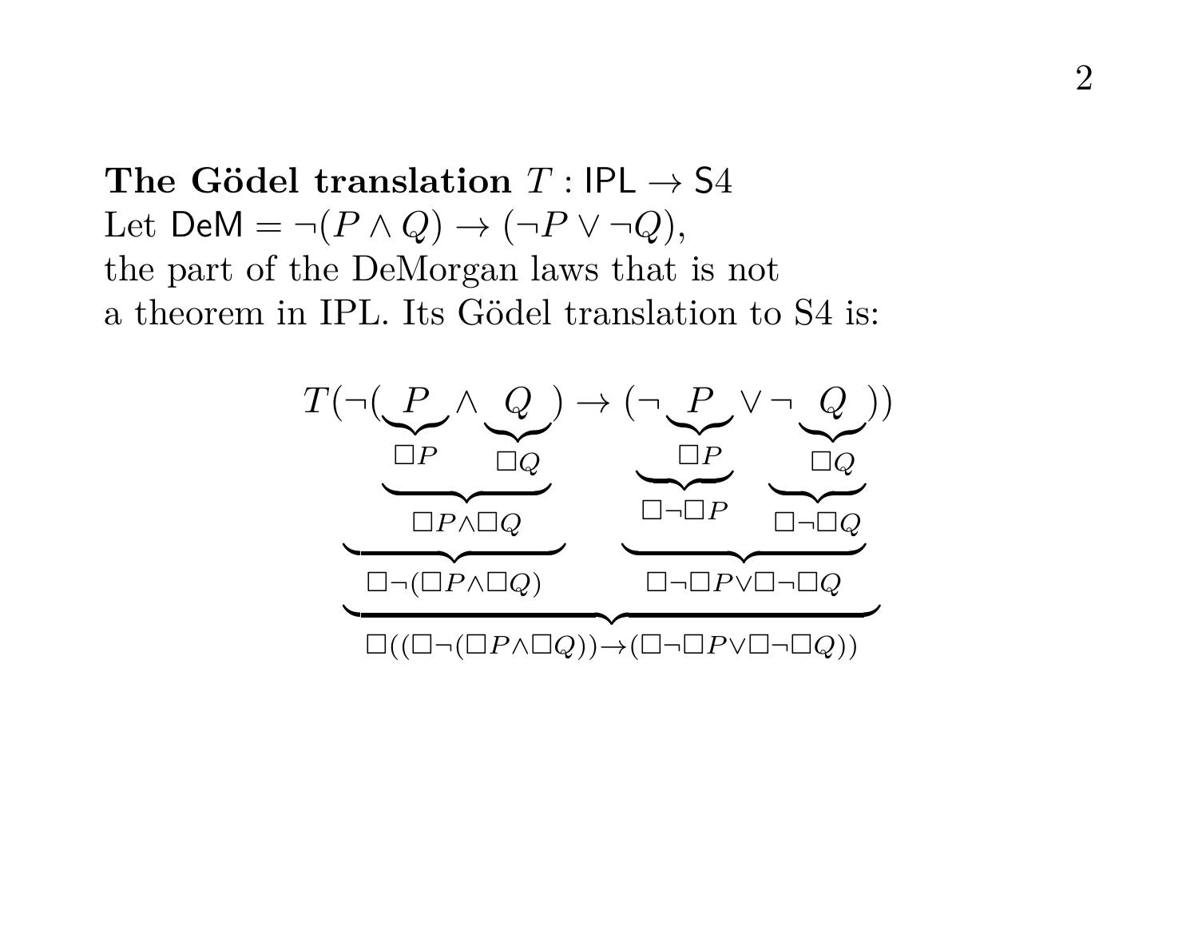**The Gödel translation $T : \mathsf{IPL} \to \mathsf{S4}$**
Let $\mathsf{DeM} = \neg(P \land Q) \to (\neg P \lor \neg Q)$,
the part of the DeMorgan laws that is not
a theorem in IPL. Its Gödel translation to S4 is:

$$
\underbrace{T(\neg(\underbrace{\underbrace{P}_{\Box P} \land \underbrace{Q}_{\Box Q}}_{\Box P \land \Box Q}) \to (\underbrace{\underbrace{\neg \underbrace{P}_{\Box P}}_{\Box\neg\Box P} \lor \underbrace{\neg \underbrace{Q}_{\Box Q}}_{\Box\neg\Box Q}}_{\Box\neg\Box P \lor \Box\neg\Box Q}))}_{\Box((\Box\neg(\Box P \land \Box Q)) \to (\Box\neg\Box P \lor \Box\neg\Box Q))}
$$

where the antecedent $\neg(P \land Q)$ translates to $\Box\neg(\Box P \land \Box Q)$.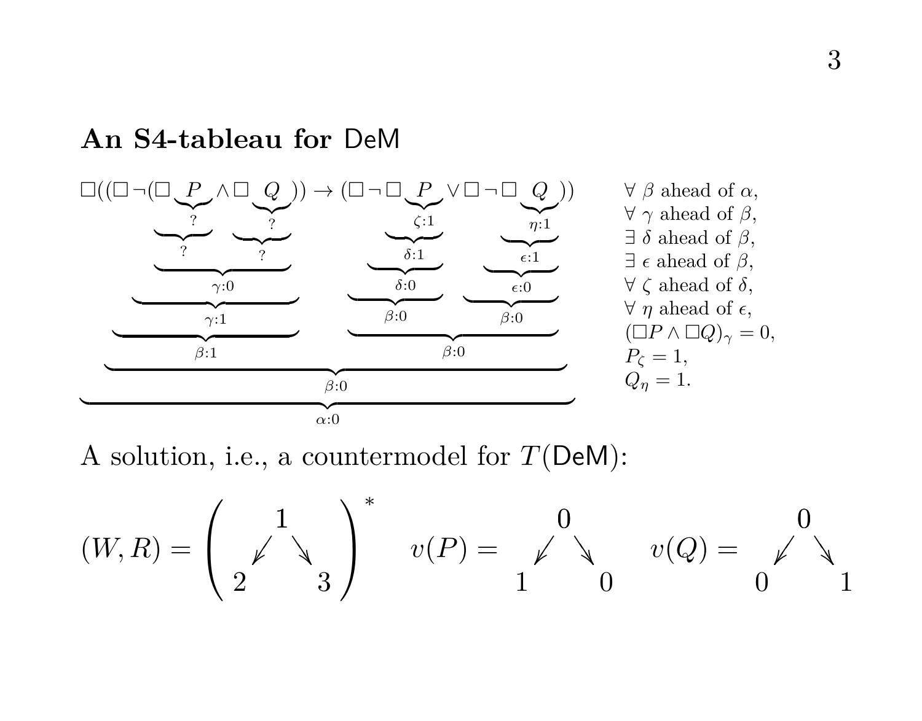## An S4-tableau for DeM

$$\Box((\Box\neg(\Box \underbrace{P}_{?} \wedge \Box \underbrace{Q}_{?})) \to (\Box\neg\Box \underbrace{P}_{\zeta:1} \vee \Box\neg\Box \underbrace{Q}_{\eta:1}))$$

Annotations (from innermost to outermost):

- $P$ (left): ?; $\Box P$: ?
- $Q$ (left): ?; $\Box Q$: ?
- $\Box P \wedge \Box Q$: $\gamma$:0
- $\neg(\Box P \wedge \Box Q)$: $\gamma$:1
- $\Box\neg(\Box P \wedge \Box Q)$: $\beta$:1
- $P$ (right): $\zeta$:1; $\Box P$: $\delta$:1; $\neg\Box P$: $\delta$:0; $\Box\neg\Box P$: $\beta$:0
- $Q$ (right): $\eta$:1; $\Box Q$: $\epsilon$:1; $\neg\Box Q$: $\epsilon$:0; $\Box\neg\Box Q$: $\beta$:0
- $\Box\neg\Box P \vee \Box\neg\Box Q$: $\beta$:0
- the implication: $\beta$:0
- the whole formula: $\alpha$:0

$\forall\ \beta$ ahead of $\alpha$,
$\forall\ \gamma$ ahead of $\beta$,
$\exists\ \delta$ ahead of $\beta$,
$\exists\ \epsilon$ ahead of $\beta$,
$\forall\ \zeta$ ahead of $\delta$,
$\forall\ \eta$ ahead of $\epsilon$,
$(\Box P \wedge \Box Q)_\gamma = 0$,
$P_\zeta = 1$,
$Q_\eta = 1$.

A solution, i.e., a countermodel for $T(\mathsf{DeM})$:

$$(W,R) = \left(\begin{array}{ccc} & 1 & \\ \swarrow & & \searrow \\ 2 & & 3 \end{array}\right)^{*} \qquad v(P) = \begin{array}{ccc} & 0 & \\ \swarrow & & \searrow \\ 1 & & 0 \end{array} \qquad v(Q) = \begin{array}{ccc} & 0 & \\ \swarrow & & \searrow \\ 0 & & 1 \end{array}$$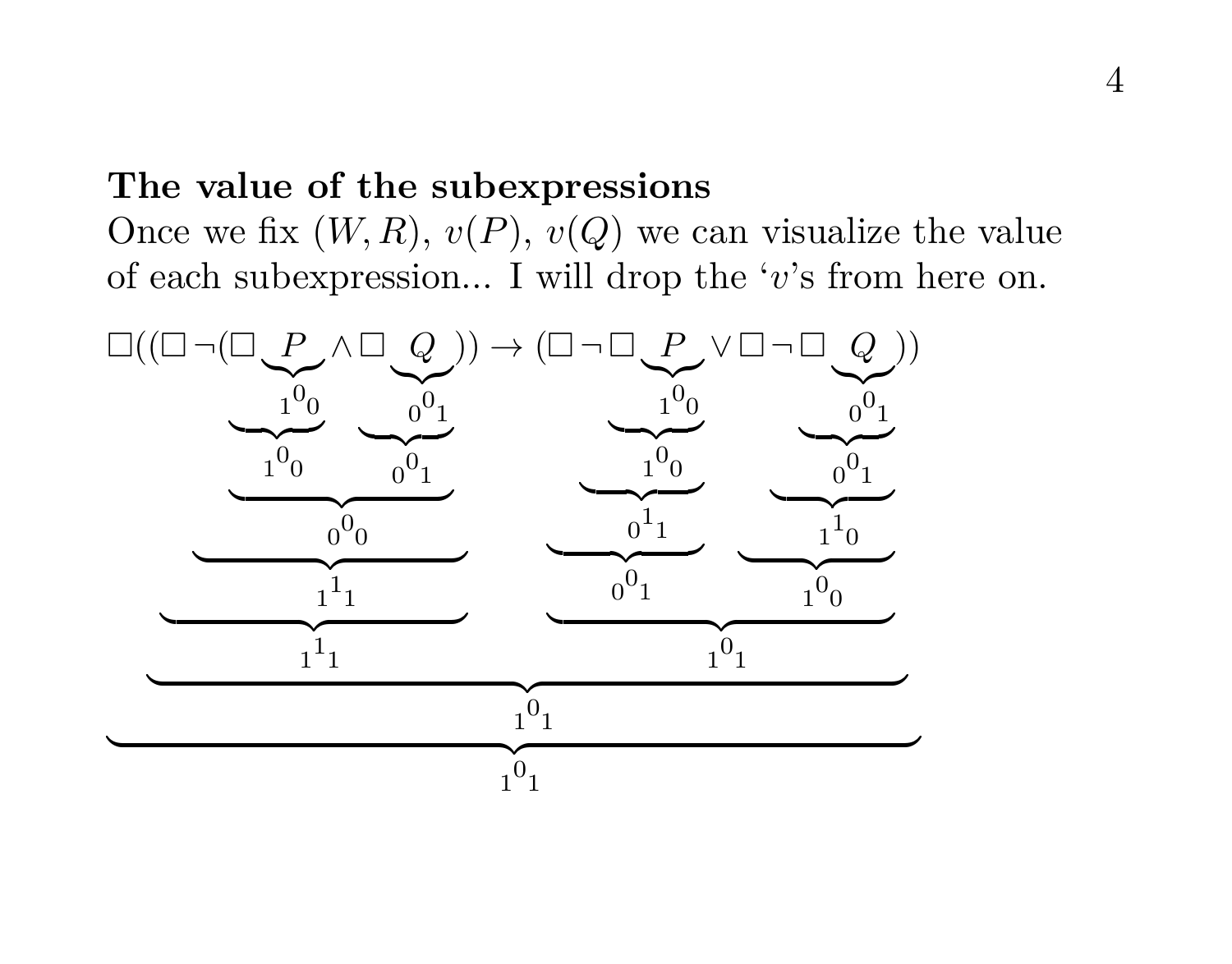**The value of the subexpressions**

Once we fix $(W,R)$, $v(P)$, $v(Q)$ we can visualize the value of each subexpression... I will drop the '$v$'s from here on.

$$\underbrace{\Box\Big(\underbrace{\big(\underbrace{\Box\underbrace{\neg(\underbrace{\underbrace{\Box\underbrace{P}_{{}_1{}^0{}_0}}_{{}_1{}^0{}_0}\wedge\underbrace{\Box\underbrace{Q}_{{}_0{}^0{}_1}}_{{}_0{}^0{}_1}}_{{}_0{}^0{}_0})}_{{}_1{}^1{}_1}}_{{}_1{}^1{}_1}\big)\to\big(\underbrace{\underbrace{\Box\underbrace{\neg\underbrace{\Box\underbrace{P}_{{}_1{}^0{}_0}}_{{}_1{}^0{}_0}}_{{}_0{}^1{}_1}}_{{}_0{}^0{}_1}\vee\underbrace{\Box\underbrace{\neg\underbrace{\Box\underbrace{Q}_{{}_0{}^0{}_1}}_{{}_0{}^0{}_1}}_{{}_1{}^1{}_0}}_{{}_1{}^0{}_0}}_{{}_1{}^0{}_1}\big)}_{{}_1{}^0{}_1}\Big)}_{{}_1{}^0{}_1}$$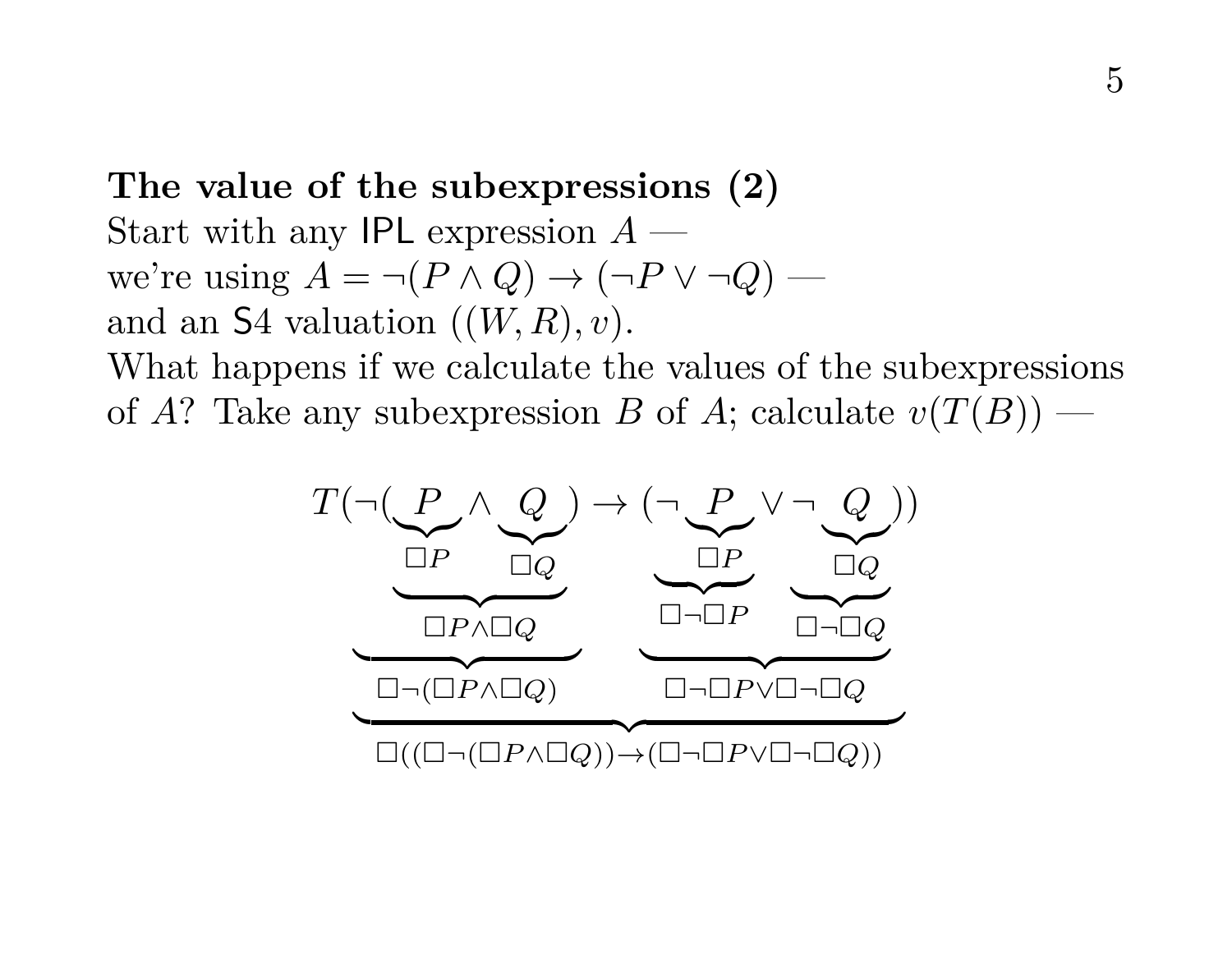**The value of the subexpressions (2)**

Start with any IPL expression $A$ —
we're using $A = \neg(P \wedge Q) \to (\neg P \vee \neg Q)$ —
and an S4 valuation $((W, R), v)$.
What happens if we calculate the values of the subexpressions of $A$? Take any subexpression $B$ of $A$; calculate $v(T(B))$ —

$$
T(\underbrace{\neg(\underbrace{\underbrace{P}_{\Box P} \wedge \underbrace{Q}_{\Box Q}}_{\Box P \wedge \Box Q})}_{\Box\neg(\Box P \wedge \Box Q)} \to \underbrace{(\underbrace{\neg \underbrace{P}_{\Box P}}_{\Box\neg\Box P} \vee \underbrace{\neg \underbrace{Q}_{\Box Q}}_{\Box\neg\Box Q})}_{\Box\neg\Box P \vee \Box\neg\Box Q})
$$

$$
\Box((\Box\neg(\Box P \wedge \Box Q)) \to (\Box\neg\Box P \vee \Box\neg\Box Q))
$$

(the last line is the value under the brace spanning the whole expression)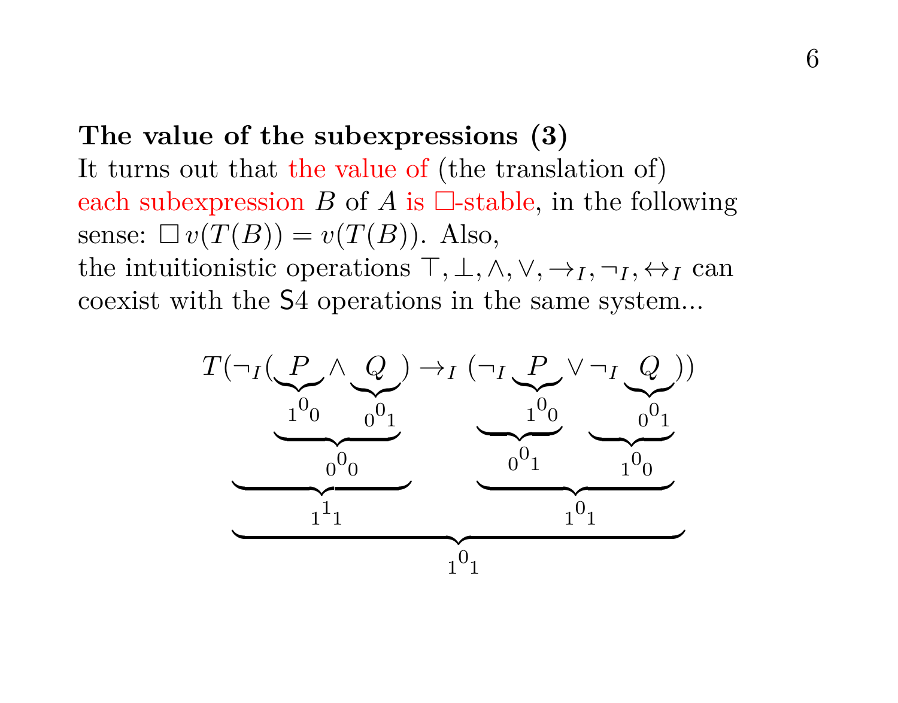**The value of the subexpressions (3)**

It turns out that the value of (the translation of) each subexpression $B$ of $A$ is $\Box$-stable, in the following sense: $\Box\, v(T(B)) = v(T(B))$. Also, the intuitionistic operations $\top, \bot, \wedge, \vee, \to_I, \neg_I, \leftrightarrow_I$ can coexist with the S4 operations in the same system...

$$T(\neg_I(\underbrace{\underbrace{\underbrace{P}_{{}_1{}^0{}_0} \wedge \underbrace{Q}_{{}_0{}^0{}_1}}_{{}_0{}^0{}_0}}_{{}_1{}^1{}_1}) \to_I (\neg_I \underbrace{\underbrace{\underbrace{P}_{{}_1{}^0{}_0}}_{{}_0{}^0{}_1} \vee \underbrace{\neg_I \underbrace{Q}_{{}_0{}^0{}_1}}_{{}_1{}^0{}_0}}_{{}_1{}^0{}_1}))$$

with the whole expression having value ${}_1{}^0{}_1$.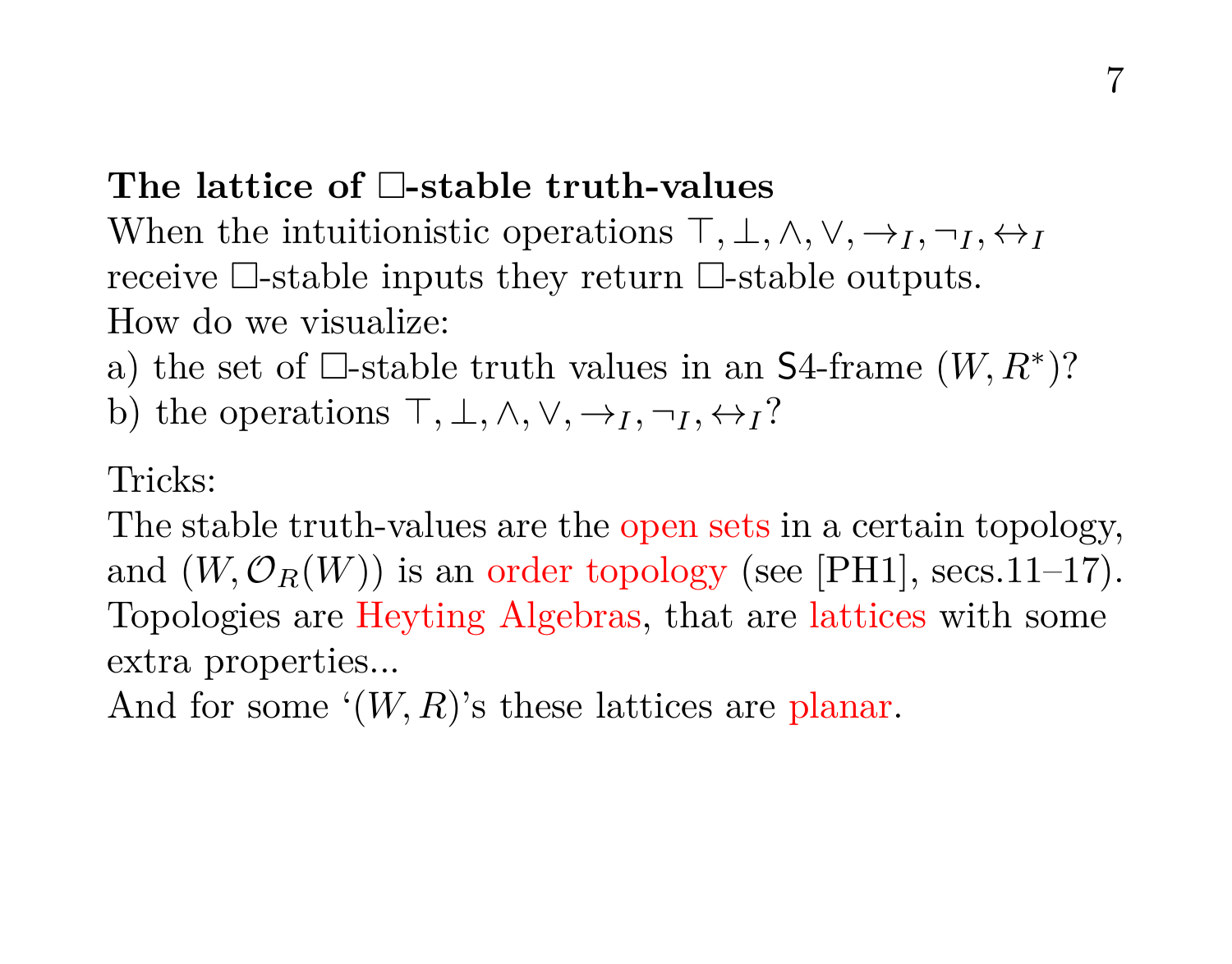**The lattice of $\Box$-stable truth-values**

When the intuitionistic operations $\top, \bot, \wedge, \vee, \to_I, \neg_I, \leftrightarrow_I$ receive $\Box$-stable inputs they return $\Box$-stable outputs.

How do we visualize:

a) the set of $\Box$-stable truth values in an $\mathsf{S4}$-frame $(W, R^*)$?

b) the operations $\top, \bot, \wedge, \vee, \to_I, \neg_I, \leftrightarrow_I$?

Tricks:

The stable truth-values are the open sets in a certain topology, and $(W, \mathcal{O}_R(W))$ is an order topology (see [PH1], secs.11–17).

Topologies are Heyting Algebras, that are lattices with some extra properties...

And for some '$(W, R)$'s these lattices are planar.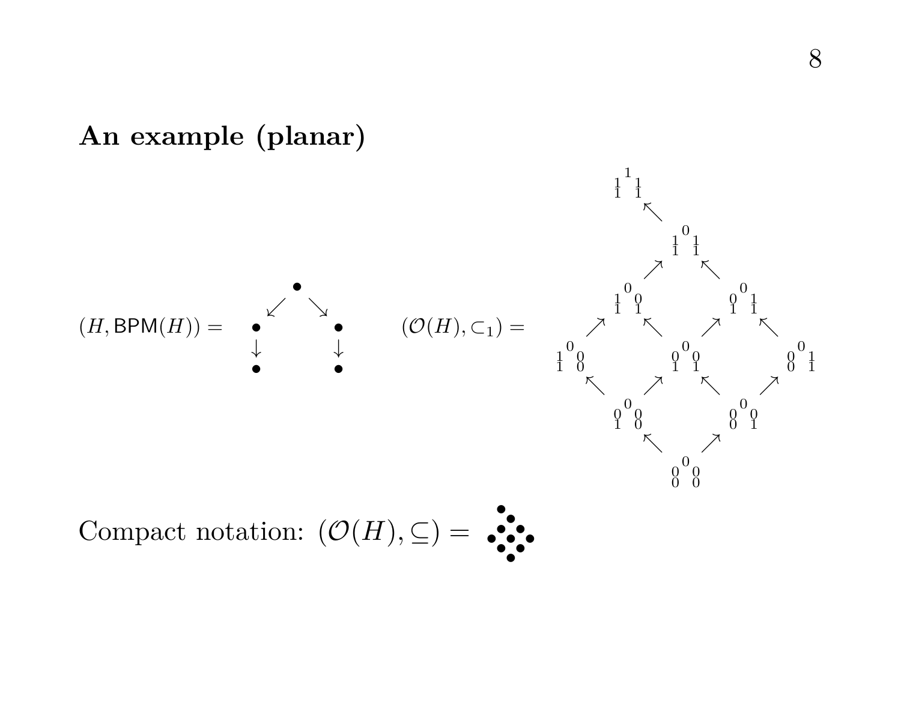## An example (planar)

$(H, \mathsf{BPM}(H)) =$

$(\mathcal{O}(H), \subset_1) =$

Compact notation: $(\mathcal{O}(H), \subseteq) =$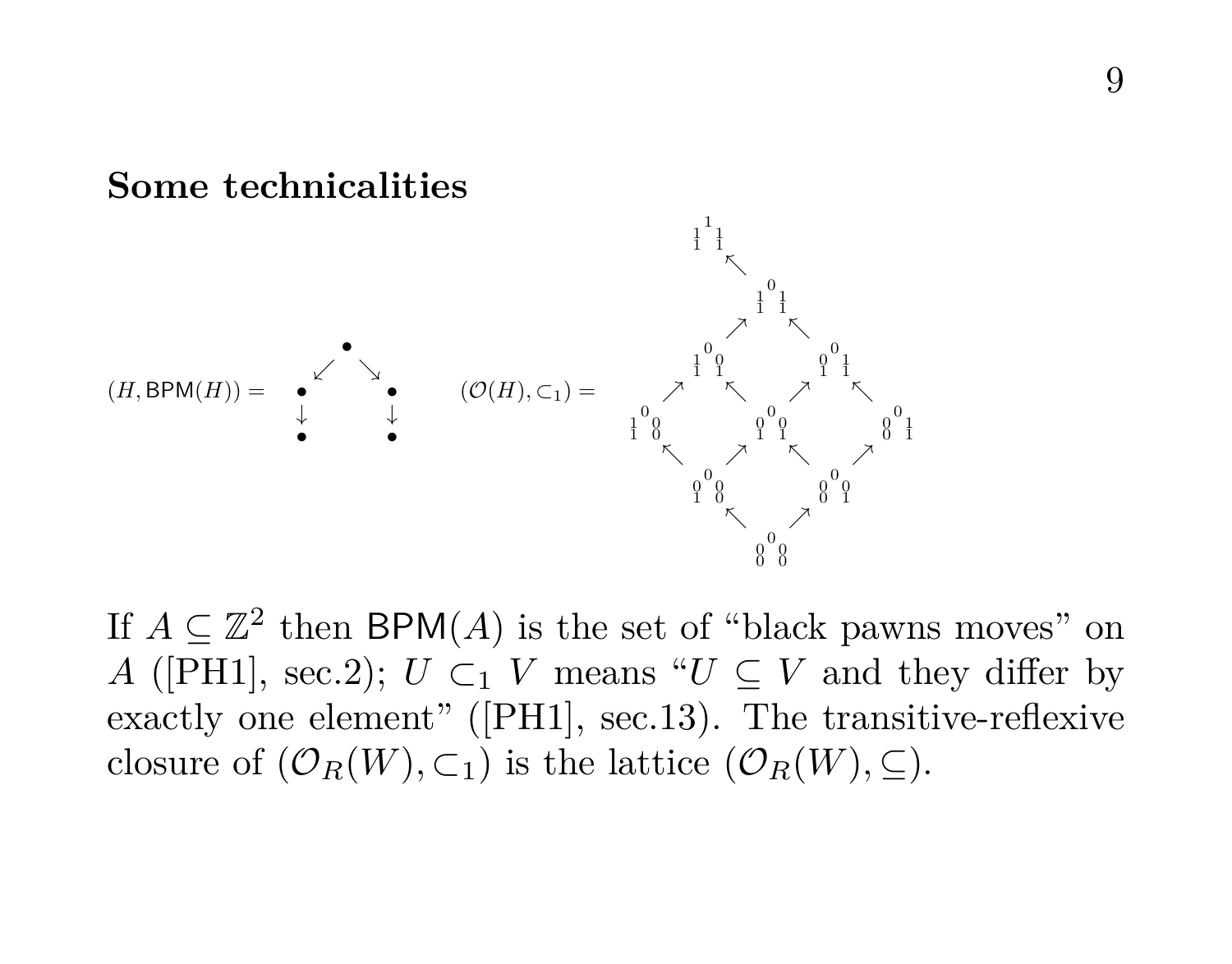**Some technicalities**

$(H, \mathsf{BPM}(H)) =$ $\quad$ $(\mathcal{O}(H), \subset_1) =$

If $A \subseteq \mathbb{Z}^2$ then $\mathsf{BPM}(A)$ is the set of "black pawns moves" on $A$ ([PH1], sec.2); $U \subset_1 V$ means "$U \subseteq V$ and they differ by exactly one element" ([PH1], sec.13). The transitive-reflexive closure of $(\mathcal{O}_R(W), \subset_1)$ is the lattice $(\mathcal{O}_R(W), \subseteq)$.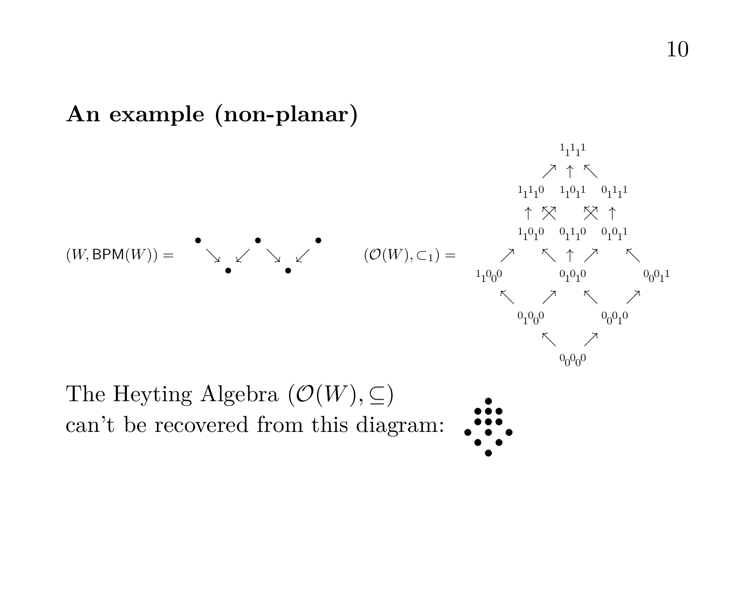## An example (non-planar)

$(W, \mathsf{BPM}(W)) =$

$(\mathcal{O}(W), \subset_1) =$

The Heyting Algebra $(\mathcal{O}(W), \subseteq)$
can't be recovered from this diagram: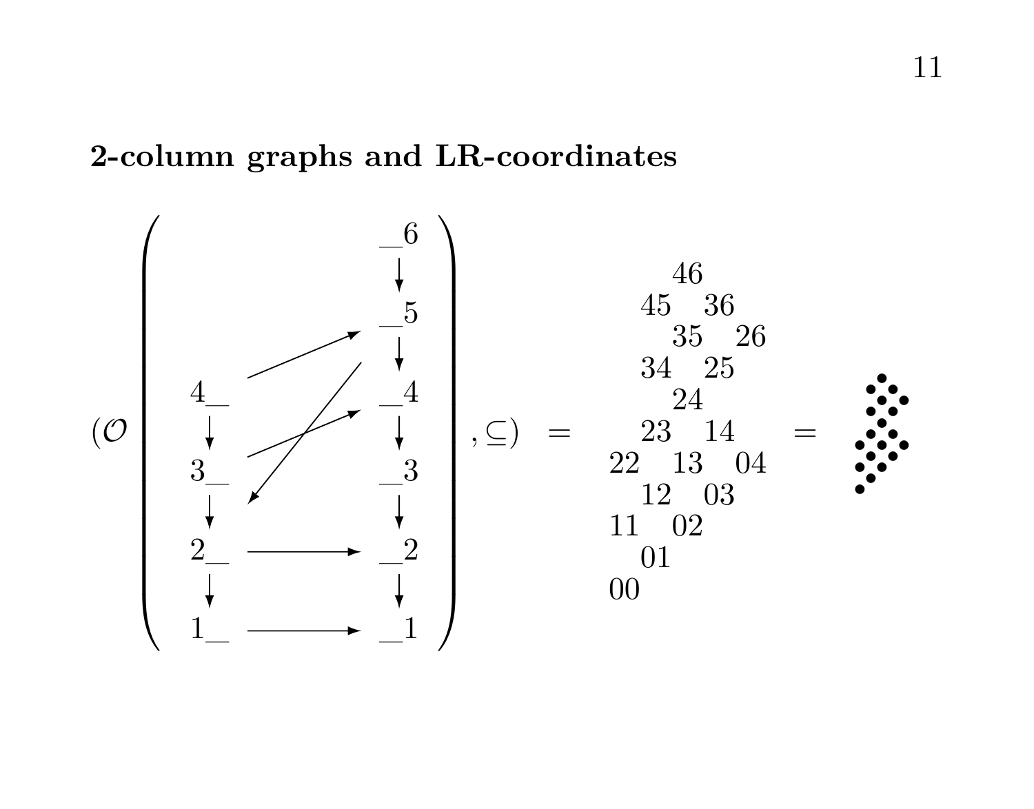## 2-column graphs and LR-coordinates

$$
\left(\mathcal{O}\left(\begin{array}{ccc}
 & & \_6 \\
 & & \downarrow \\
 & & \_5 \\
 & & \downarrow \\
4\_ & & \_4 \\
\downarrow & & \downarrow \\
3\_ & & \_3 \\
\downarrow & & \downarrow \\
2\_ & \longrightarrow & \_2 \\
\downarrow & & \downarrow \\
1\_ & \longrightarrow & \_1
\end{array}\right), \subseteq\right)
$$

(with additional arrows $4\_ \to \_5$, $3\_ \to \_4$, and $\_5 \to 3\_$)

$$
= \quad
\begin{array}{ccccc}
 & & 46 & & \\
 & 45 & & 36 & \\
 & & 35 & & 26 \\
 & 34 & & 25 & \\
 & & 24 & & \\
 & 23 & & 14 & \\
22 & & 13 & & 04 \\
 & 12 & & 03 & \\
11 & & 02 & & \\
 & 01 & & & \\
00 & & & &
\end{array}
\quad =
$$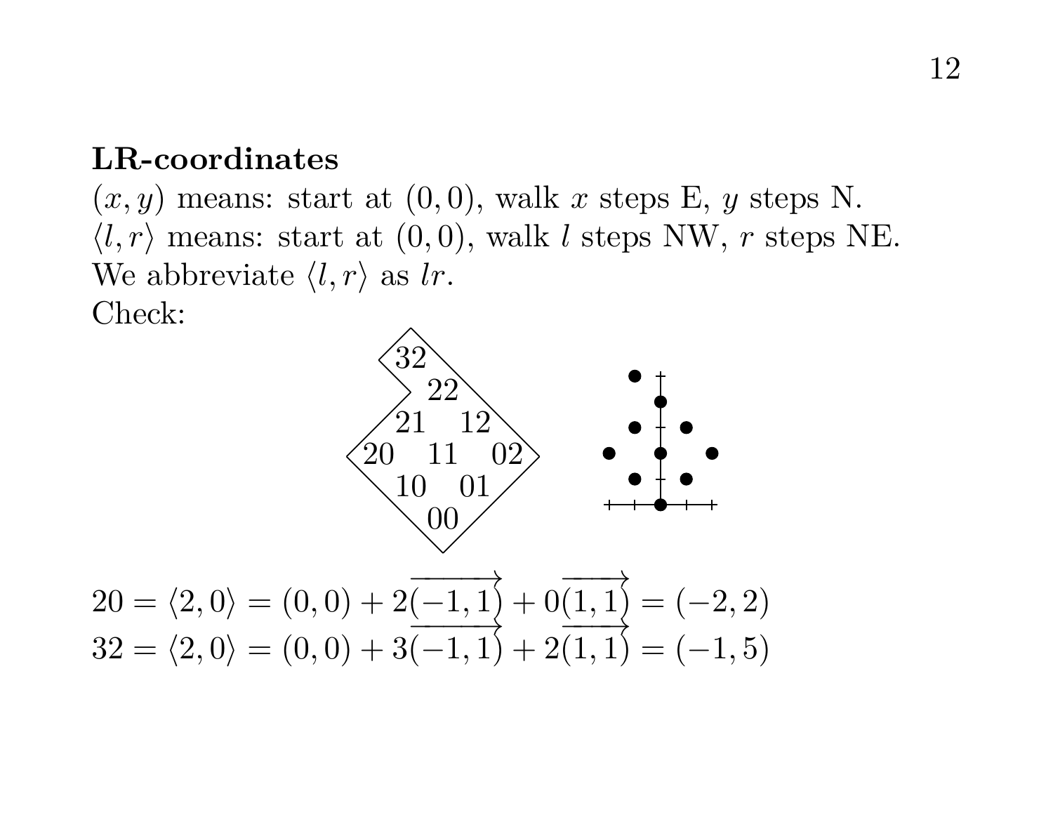**LR-coordinates**

$(x, y)$ means: start at $(0, 0)$, walk $x$ steps E, $y$ steps N.
$\langle l, r\rangle$ means: start at $(0, 0)$, walk $l$ steps NW, $r$ steps NE.
We abbreviate $\langle l, r\rangle$ as $lr$.
Check:

$$20 = \langle 2, 0\rangle = (0, 0) + 2\overrightarrow{(-1, 1)} + 0\overrightarrow{(1, 1)} = (-2, 2)$$
$$32 = \langle 2, 0\rangle = (0, 0) + 3\overrightarrow{(-1, 1)} + 2\overrightarrow{(1, 1)} = (-1, 5)$$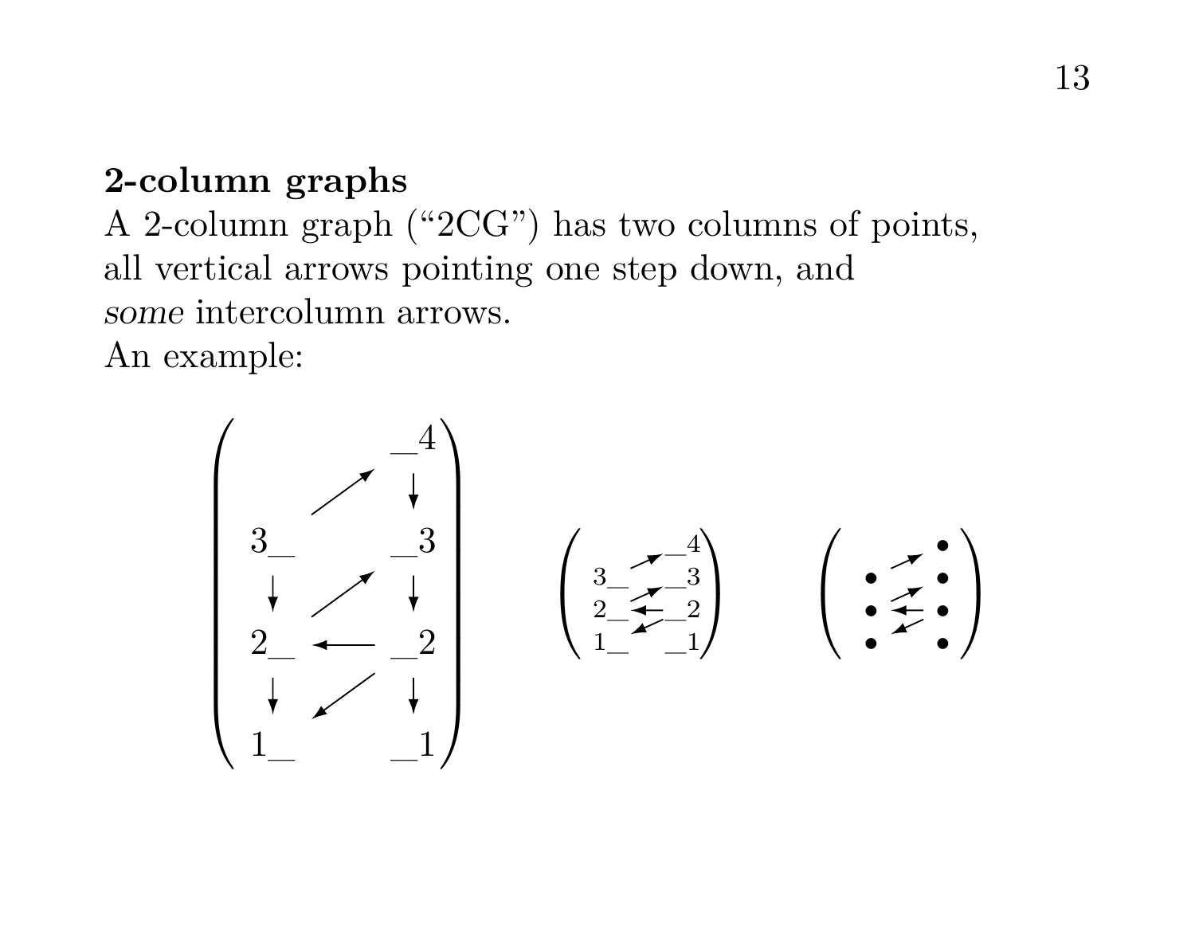**2-column graphs**

A 2-column graph (“2CG”) has two columns of points, all vertical arrows pointing one step down, and *some* intercolumn arrows.

An example: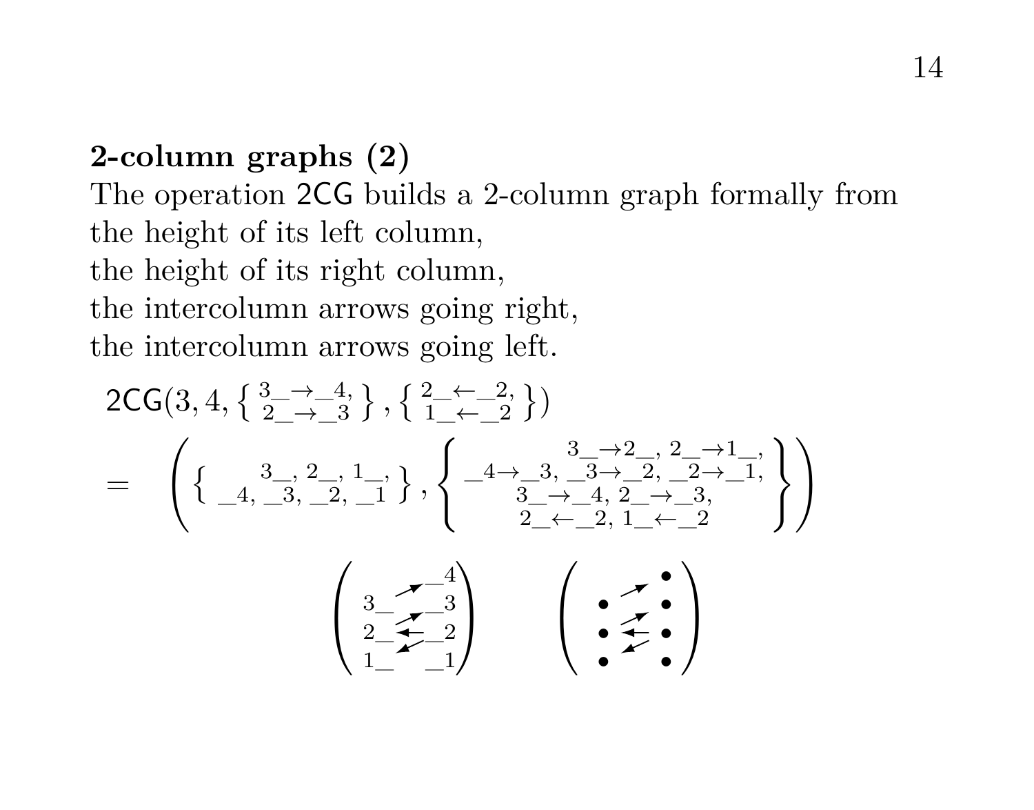## 2-column graphs (2)

The operation $\mathsf{2CG}$ builds a 2-column graph formally from
the height of its left column,
the height of its right column,
the intercolumn arrows going right,
the intercolumn arrows going left.

$$\mathsf{2CG}(3, 4, \left\{ \begin{smallmatrix} 3\_\to\_4, \\ 2\_\to\_3 \end{smallmatrix} \right\}, \left\{ \begin{smallmatrix} 2\_\leftarrow\_2, \\ 1\_\leftarrow\_2 \end{smallmatrix} \right\})$$

$$= \left( \left\{ \begin{smallmatrix} 3\_, \; 2\_, \; 1\_, \\ \_4, \; \_3, \; \_2, \; \_1 \end{smallmatrix} \right\}, \left\{ \begin{matrix} 3\_\to 2\_, \; 2\_\to 1\_, \\ \_4\to\_3, \; \_3\to\_2, \; \_2\to\_1, \\ 3\_\to\_4, \; 2\_\to\_3, \\ 2\_\leftarrow\_2, \; 1\_\leftarrow\_2 \end{matrix} \right\} \right)$$

$$\left( \begin{matrix} & \nearrow & \_4 \\ 3\_ & \nearrow & \_3 \\ 2\_ & \leftarrow & \_2 \\ 1\_ & \swarrow & \_1 \end{matrix} \right) \qquad \left( \begin{matrix} & \nearrow & \bullet \\ \bullet & \nearrow & \bullet \\ \bullet & \leftarrow & \bullet \\ \bullet & \swarrow & \bullet \end{matrix} \right)$$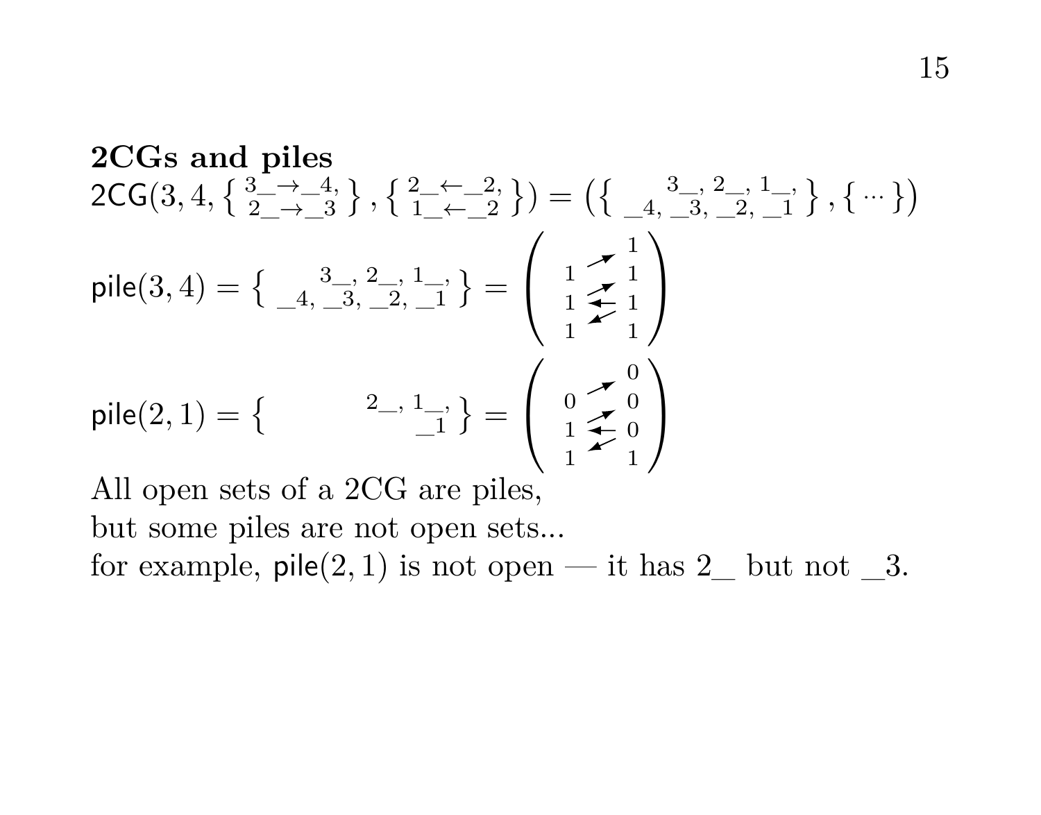**2CGs and piles**

$$\mathsf{2CG}(3,4,\left\{ \begin{smallmatrix} 3\_\to\_4, \\ 2\_\to\_3 \end{smallmatrix} \right\}, \left\{ \begin{smallmatrix} 2\_\leftarrow\_2, \\ 1\_\leftarrow\_2 \end{smallmatrix} \right\}) = \left(\left\{ \begin{smallmatrix} & 3\_, & 2\_, & 1\_, \\ \_4, & \_3, & \_2, & \_1 \end{smallmatrix} \right\}, \{ \cdots \}\right)$$

$$\mathsf{pile}(3,4) = \left\{ \begin{smallmatrix} & 3\_, & 2\_, & 1\_, \\ \_4, & \_3, & \_2, & \_1 \end{smallmatrix} \right\} = \begin{pmatrix} & \nearrow & 1 \\ 1 & \nearrow & 1 \\ 1 & \leftarrow & 1 \\ 1 & \swarrow & 1 \end{pmatrix}$$

$$\mathsf{pile}(2,1) = \left\{ \begin{smallmatrix} 2\_, & 1\_, \\ & \_1 \end{smallmatrix} \right\} = \begin{pmatrix} & \nearrow & 0 \\ 0 & \nearrow & 0 \\ 1 & \leftarrow & 0 \\ 1 & \swarrow & 1 \end{pmatrix}$$

All open sets of a 2CG are piles,
but some piles are not open sets...
for example, $\mathsf{pile}(2,1)$ is not open — it has 2_ but not _3.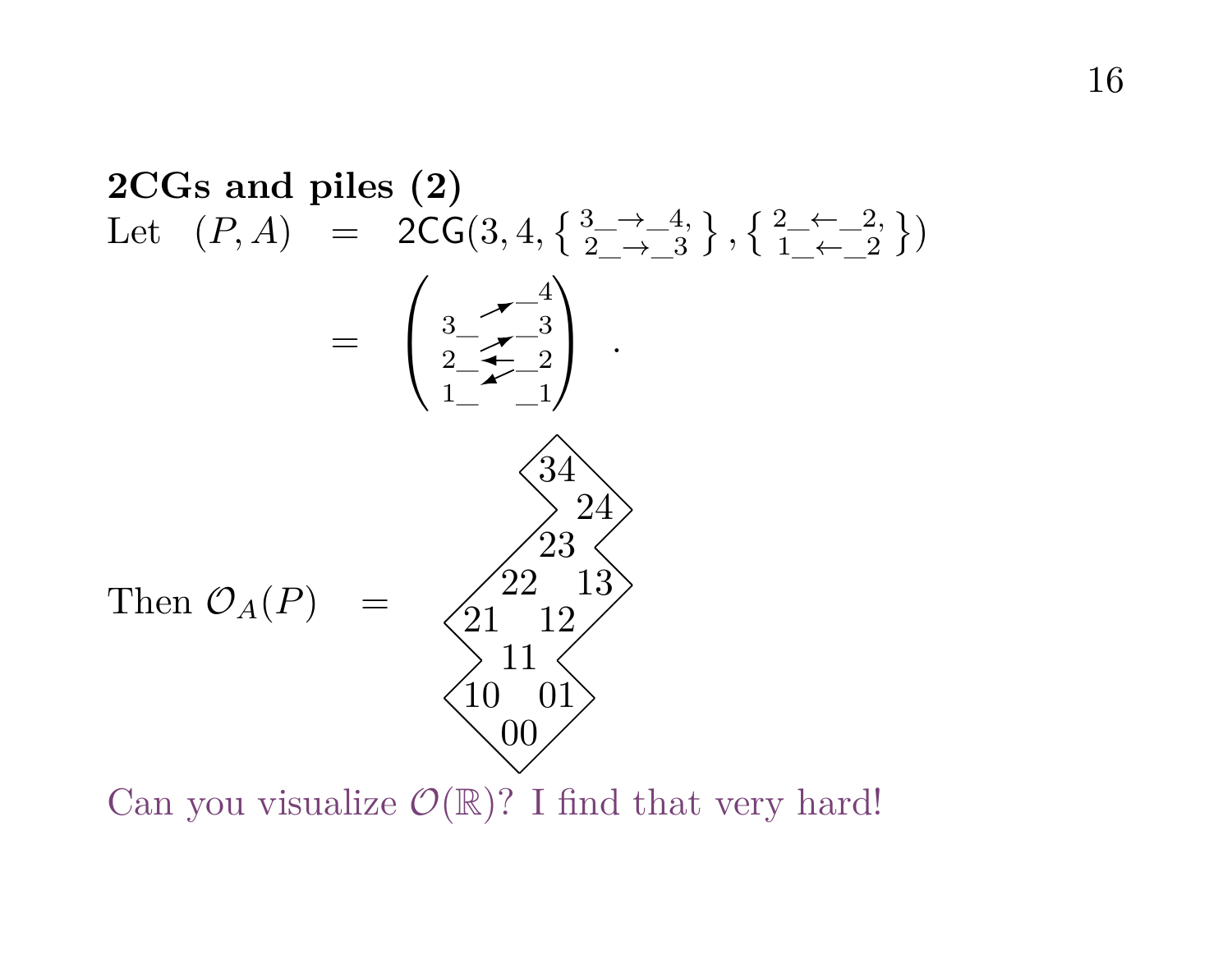**2CGs and piles (2)**

Let $(P, A) = \mathsf{2CG}(3, 4, \left\{ \begin{smallmatrix} 3\_\rightarrow\_4, \\ 2\_\rightarrow\_3 \end{smallmatrix} \right\}, \left\{ \begin{smallmatrix} 2\_\leftarrow\_2, \\ 1\_\leftarrow\_2 \end{smallmatrix} \right\})$

$$= \left( \begin{smallmatrix} & & \_4 \\ 3\_ & \nearrow & \_3 \\ 2\_ & \nearrow\leftarrow & \_2 \\ 1\_ & \swarrow & \_1 \end{smallmatrix} \right) .$$

Then $\mathcal{O}_A(P) =$

```
      34
        24
      23
    22  13
  21  12
    11
  10  01
    00
```

Can you visualize $\mathcal{O}(\mathbb{R})$? I find that very hard!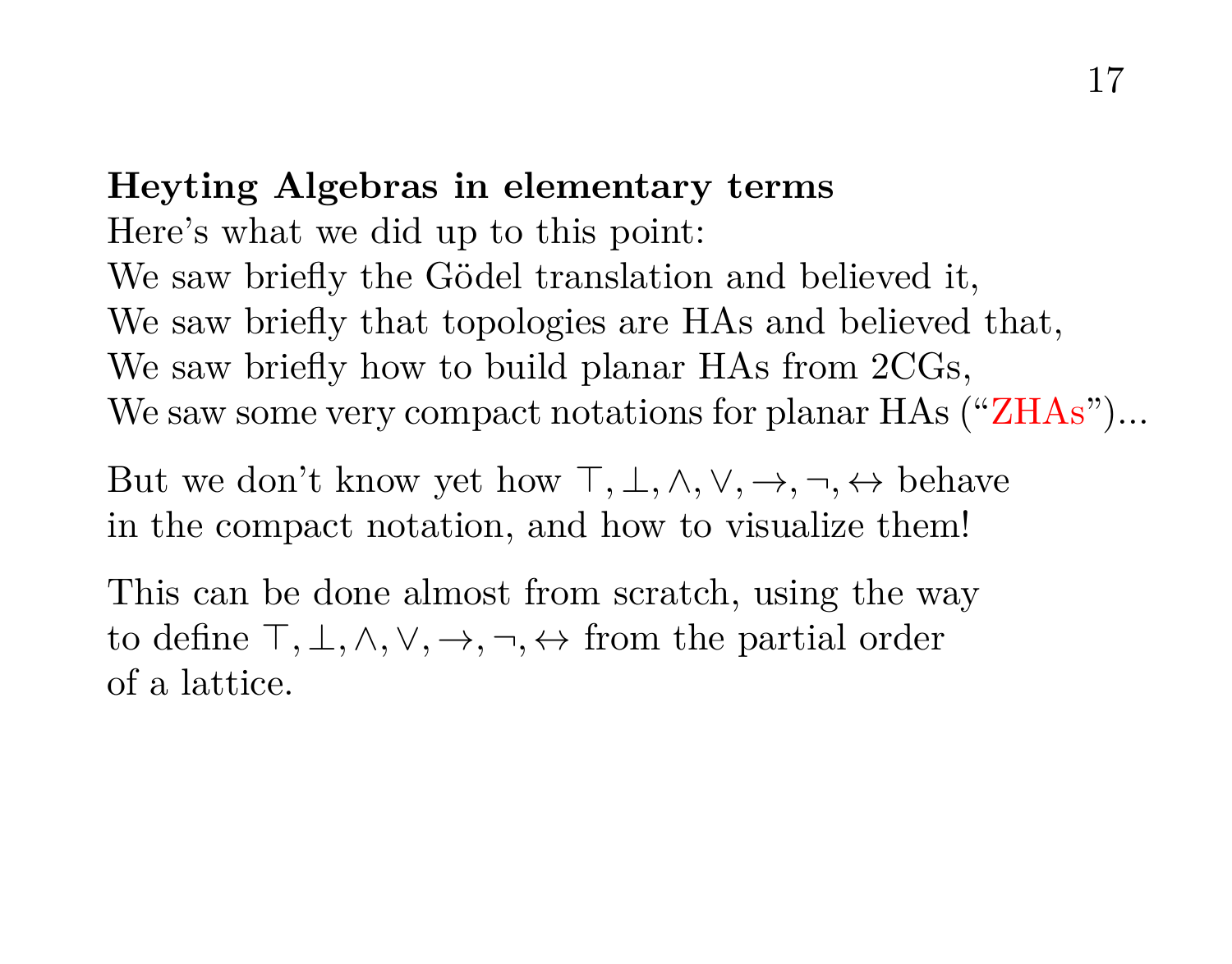**Heyting Algebras in elementary terms**

Here's what we did up to this point:
We saw briefly the Gödel translation and believed it,
We saw briefly that topologies are HAs and believed that,
We saw briefly how to build planar HAs from 2CGs,
We saw some very compact notations for planar HAs ("ZHAs")...

But we don't know yet how $\top, \bot, \land, \lor, \to, \neg, \leftrightarrow$ behave in the compact notation, and how to visualize them!

This can be done almost from scratch, using the way to define $\top, \bot, \land, \lor, \to, \neg, \leftrightarrow$ from the partial order of a lattice.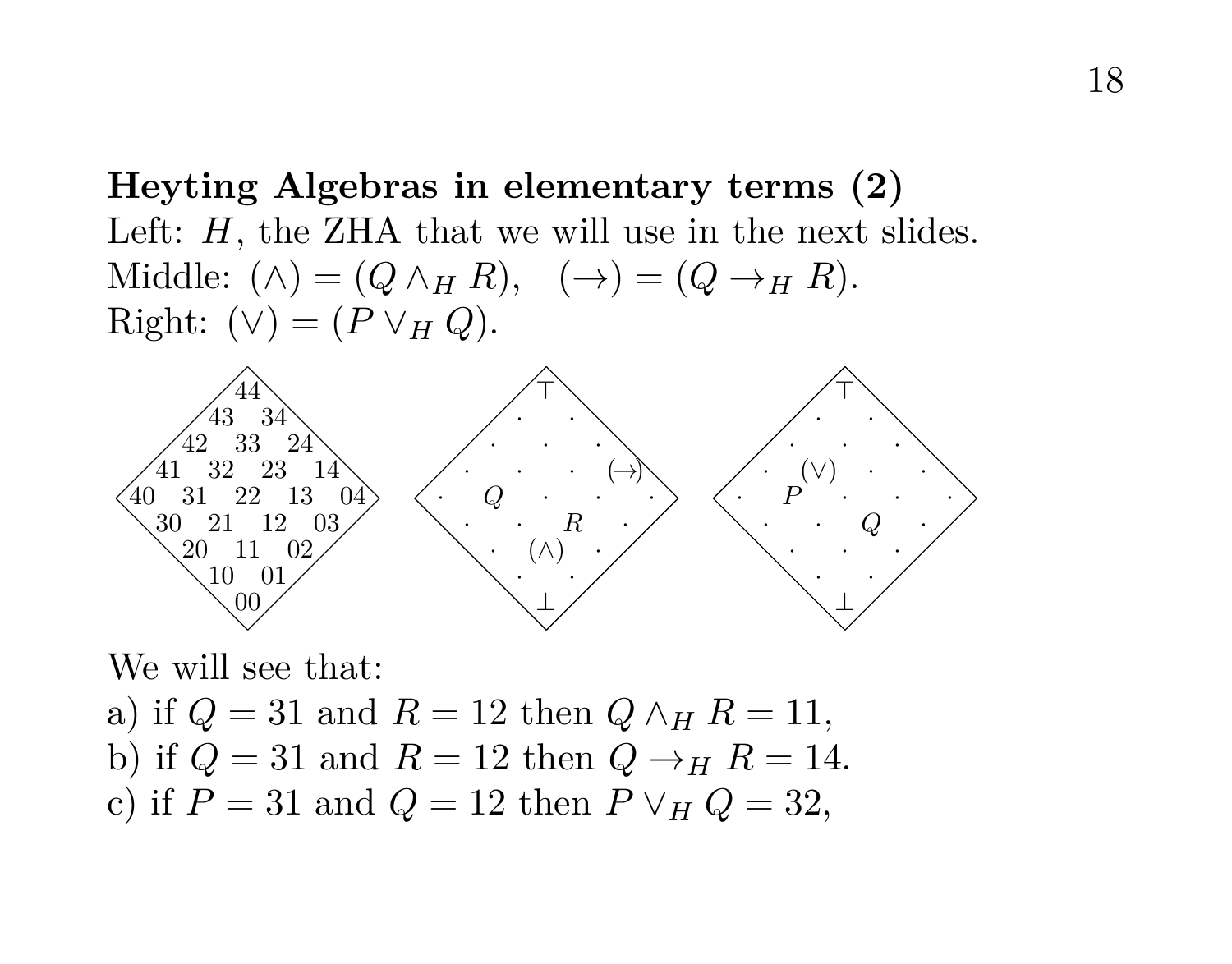**Heyting Algebras in elementary terms (2)**

Left: $H$, the ZHA that we will use in the next slides.
Middle: $(\wedge) = (Q \wedge_H R)$, $\quad (\to) = (Q \to_H R)$.
Right: $(\vee) = (P \vee_H Q)$.

```
        44                    ⊤                     ⊤
      43  34                ·   ·                 ·   ·
    42  33  24            ·   ·   ·             ·   ·   ·
  41  32  23  14        ·   ·   ·  (→)        ·  (∨)  ·   ·
40  31  22  13  04    ·   Q   ·   ·   ·     ·   P   ·   ·   ·
  30  21  12  03        ·   ·   R   ·         ·   ·   Q   ·
    20  11  02            ·  (∧)  ·             ·   ·   ·
      10  01                ·   ·                 ·   ·
        00                    ⊥                     ⊥
```

We will see that:

a) if $Q = 31$ and $R = 12$ then $Q \wedge_H R = 11$,

b) if $Q = 31$ and $R = 12$ then $Q \to_H R = 14$.

c) if $P = 31$ and $Q = 12$ then $P \vee_H Q = 32$,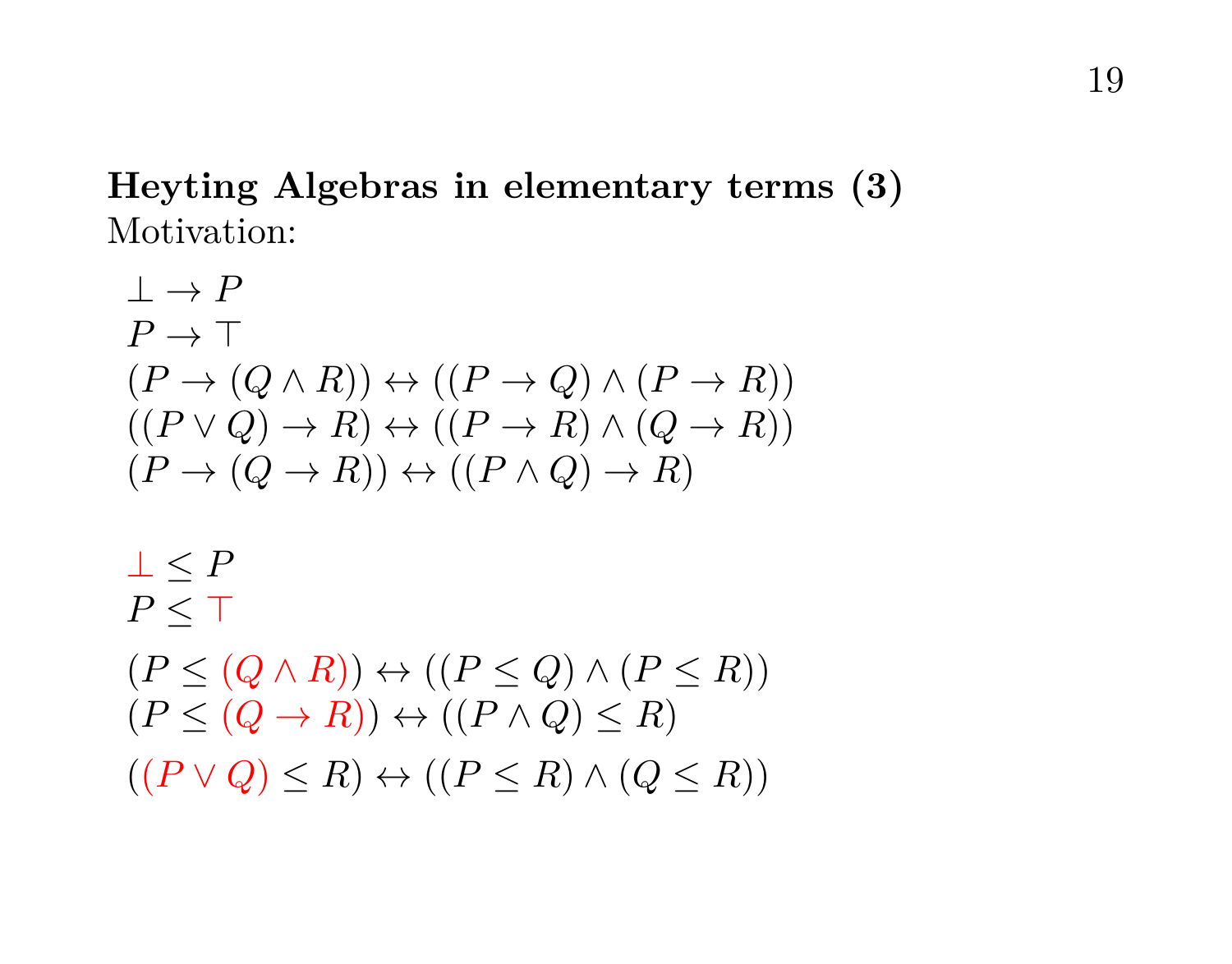**Heyting Algebras in elementary terms (3)**
Motivation:

$$
\begin{aligned}
&\bot \to P \\
&P \to \top \\
&(P \to (Q \wedge R)) \leftrightarrow ((P \to Q) \wedge (P \to R)) \\
&((P \vee Q) \to R) \leftrightarrow ((P \to R) \wedge (Q \to R)) \\
&(P \to (Q \to R)) \leftrightarrow ((P \wedge Q) \to R)
\end{aligned}
$$

$$
\begin{aligned}
&\bot \le P \\
&P \le \top \\
&(P \le (Q \wedge R)) \leftrightarrow ((P \le Q) \wedge (P \le R)) \\
&(P \le (Q \to R)) \leftrightarrow ((P \wedge Q) \le R) \\
&((P \vee Q) \le R) \leftrightarrow ((P \le R) \wedge (Q \le R))
\end{aligned}
$$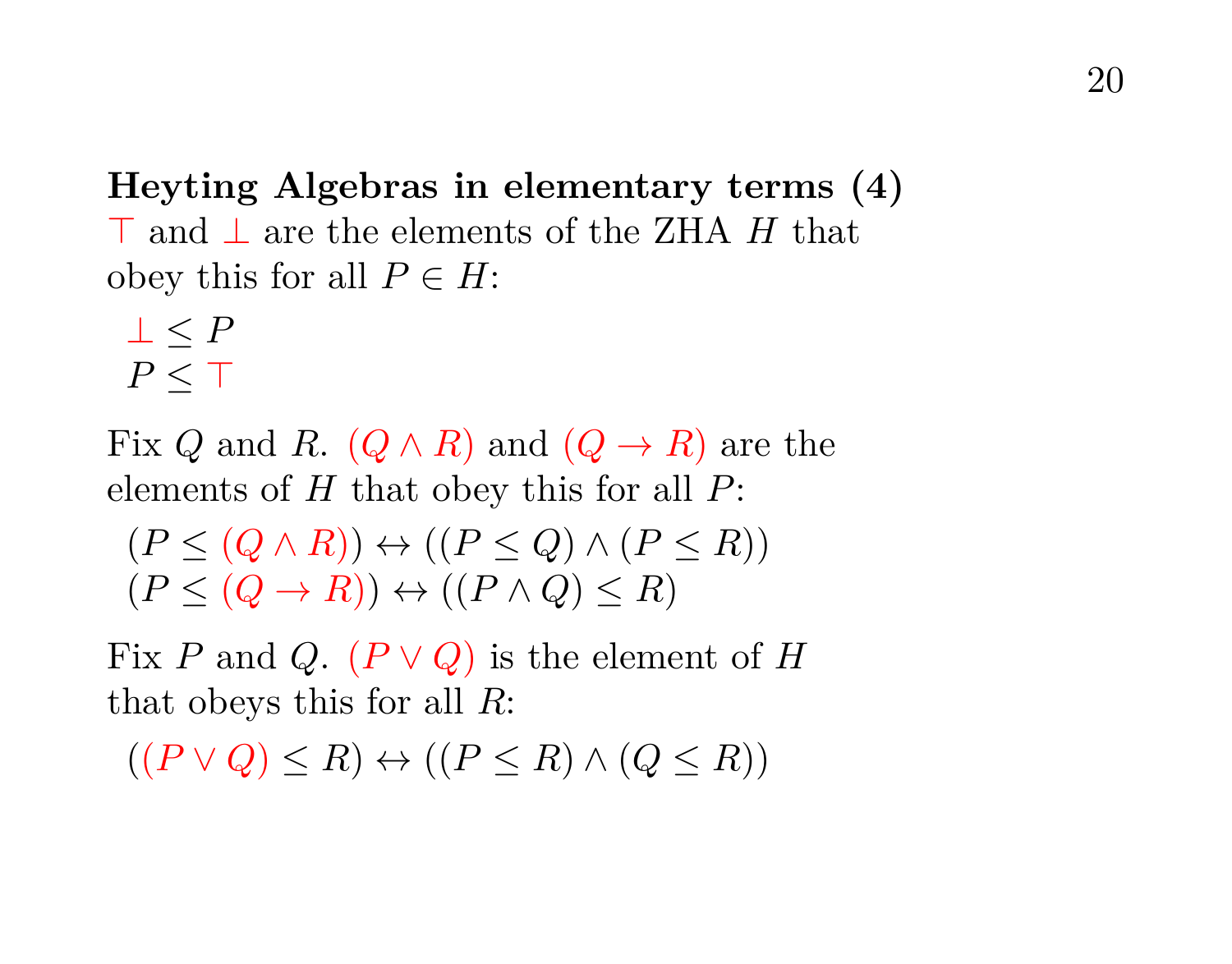**Heyting Algebras in elementary terms (4)**

$\top$ and $\bot$ are the elements of the ZHA $H$ that obey this for all $P \in H$:

$$\bot \leq P$$
$$P \leq \top$$

Fix $Q$ and $R$. $(Q \land R)$ and $(Q \to R)$ are the elements of $H$ that obey this for all $P$:

$$(P \leq (Q \land R)) \leftrightarrow ((P \leq Q) \land (P \leq R))$$
$$(P \leq (Q \to R)) \leftrightarrow ((P \land Q) \leq R)$$

Fix $P$ and $Q$. $(P \lor Q)$ is the element of $H$ that obeys this for all $R$:

$$((P \lor Q) \leq R) \leftrightarrow ((P \leq R) \land (Q \leq R))$$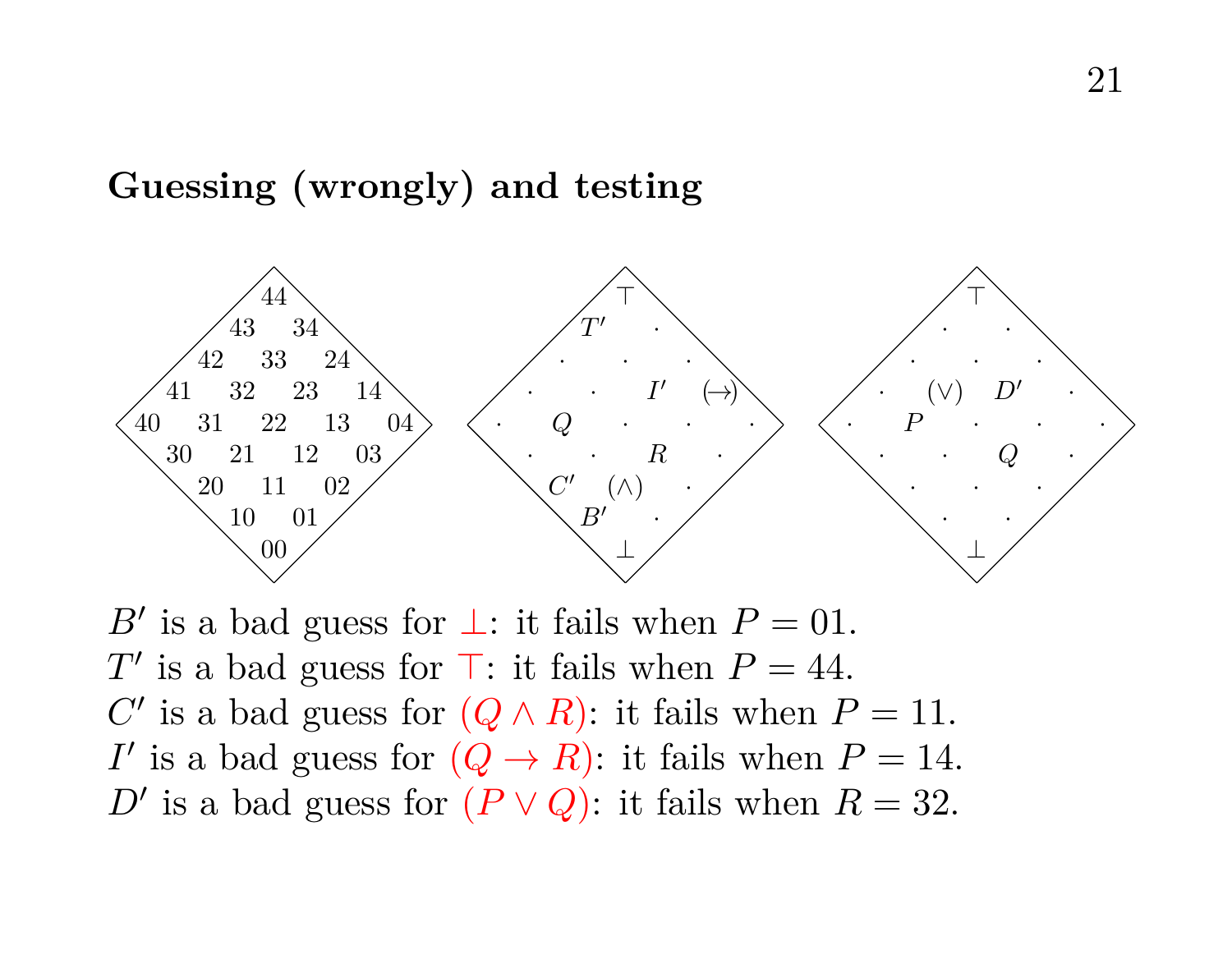## Guessing (wrongly) and testing

44
43 34
42 33 24
41 32 23 14
40 31 22 13 04
30 21 12 03
20 11 02
10 01
00

$\top$
$T'$
$I'$ $(\to)$
$Q$
$R$
$C'$ $(\wedge)$
$B'$
$\bot$

$\top$
$(\vee)$ $D'$
$P$
$Q$
$\bot$

$B'$ is a bad guess for $\bot$: it fails when $P = 01$.
$T'$ is a bad guess for $\top$: it fails when $P = 44$.
$C'$ is a bad guess for $(Q \wedge R)$: it fails when $P = 11$.
$I'$ is a bad guess for $(Q \to R)$: it fails when $P = 14$.
$D'$ is a bad guess for $(P \vee Q)$: it fails when $R = 32$.